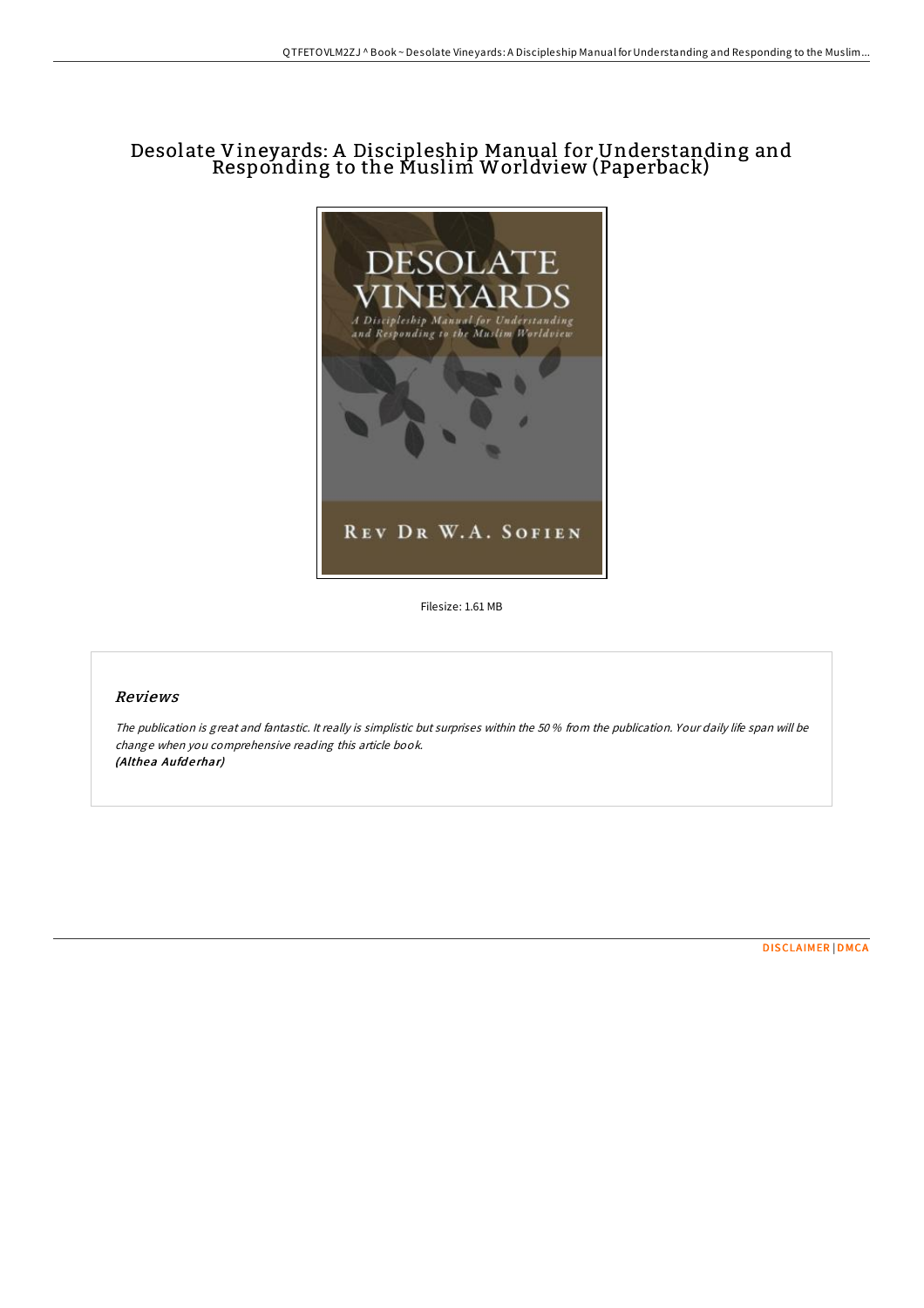# Desolate Vineyards: A Discipleship Manual for Understanding and Responding to the Muslim Worldview (Paperback)

Filesize: 1.61 MB

## *Reviews*

*The publication is great and fantastic. It really is simplistic but surprises within the 50 % from the publication. Your daily life span will be change when you comprehensive reading this article book.*
*(Althea Aufderhar)*

DISCLAIMER | DMCA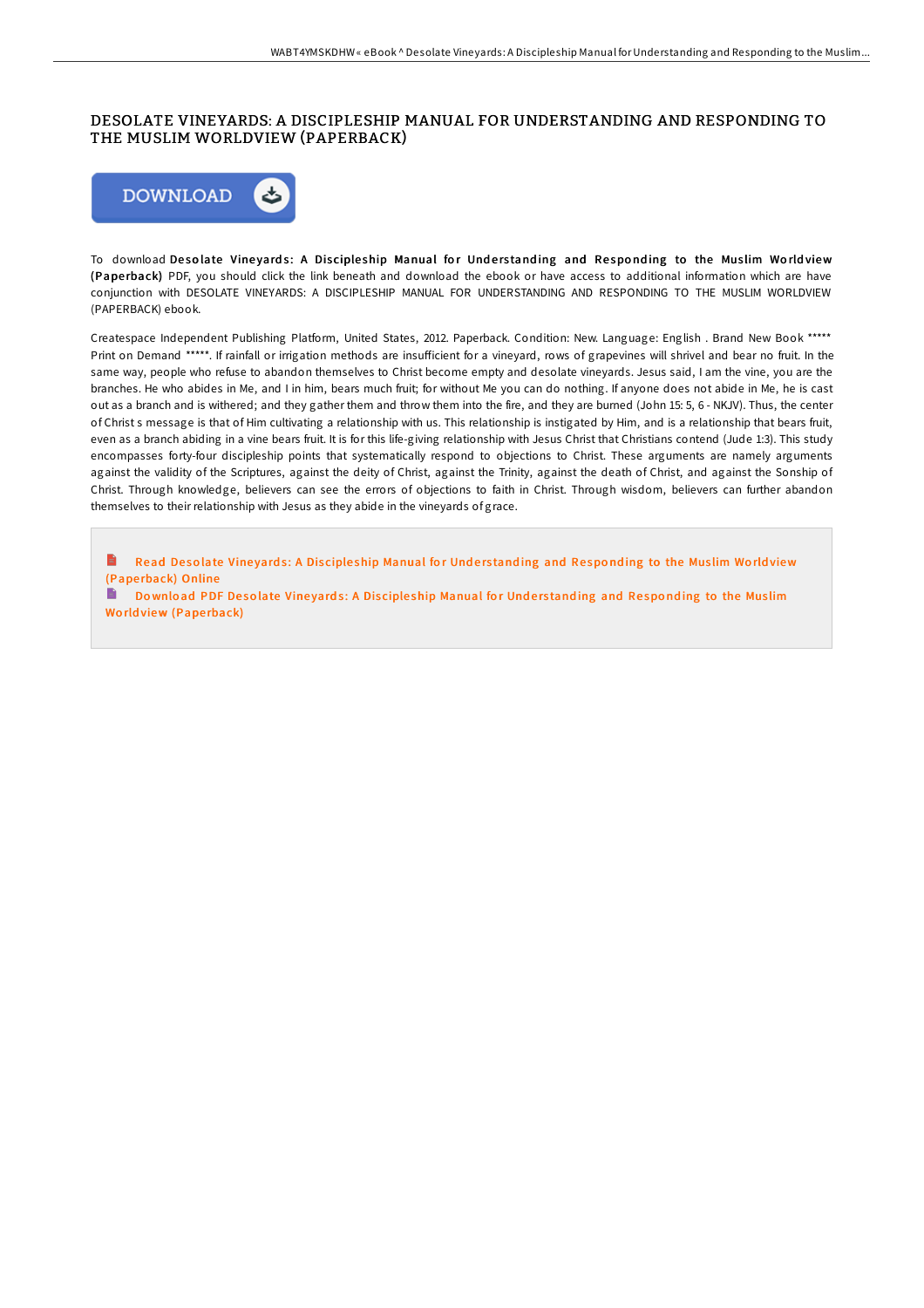# DESOLATE VINEYARDS: A DISCIPLESHIP MANUAL FOR UNDERSTANDING AND RESPONDING TO THE MUSLIM WORLDVIEW (PAPERBACK)

DOWNLOAD

To download **Desolate Vineyards: A Discipleship Manual for Understanding and Responding to the Muslim Worldview (Paperback)** PDF, you should click the link beneath and download the ebook or have access to additional information which are have conjunction with DESOLATE VINEYARDS: A DISCIPLESHIP MANUAL FOR UNDERSTANDING AND RESPONDING TO THE MUSLIM WORLDVIEW (PAPERBACK) ebook.

Createspace Independent Publishing Platform, United States, 2012. Paperback. Condition: New. Language: English . Brand New Book ***** Print on Demand *****. If rainfall or irrigation methods are insufficient for a vineyard, rows of grapevines will shrivel and bear no fruit. In the same way, people who refuse to abandon themselves to Christ become empty and desolate vineyards. Jesus said, I am the vine, you are the branches. He who abides in Me, and I in him, bears much fruit; for without Me you can do nothing. If anyone does not abide in Me, he is cast out as a branch and is withered; and they gather them and throw them into the fire, and they are burned (John 15: 5, 6 - NKJV). Thus, the center of Christ s message is that of Him cultivating a relationship with us. This relationship is instigated by Him, and is a relationship that bears fruit, even as a branch abiding in a vine bears fruit. It is for this life-giving relationship with Jesus Christ that Christians contend (Jude 1:3). This study encompasses forty-four discipleship points that systematically respond to objections to Christ. These arguments are namely arguments against the validity of the Scriptures, against the deity of Christ, against the Trinity, against the death of Christ, and against the Sonship of Christ. Through knowledge, believers can see the errors of objections to faith in Christ. Through wisdom, believers can further abandon themselves to their relationship with Jesus as they abide in the vineyards of grace.

Read Desolate Vineyards: A Discipleship Manual for Understanding and Responding to the Muslim Worldview (Paperback) Online

Download PDF Desolate Vineyards: A Discipleship Manual for Understanding and Responding to the Muslim Worldview (Paperback)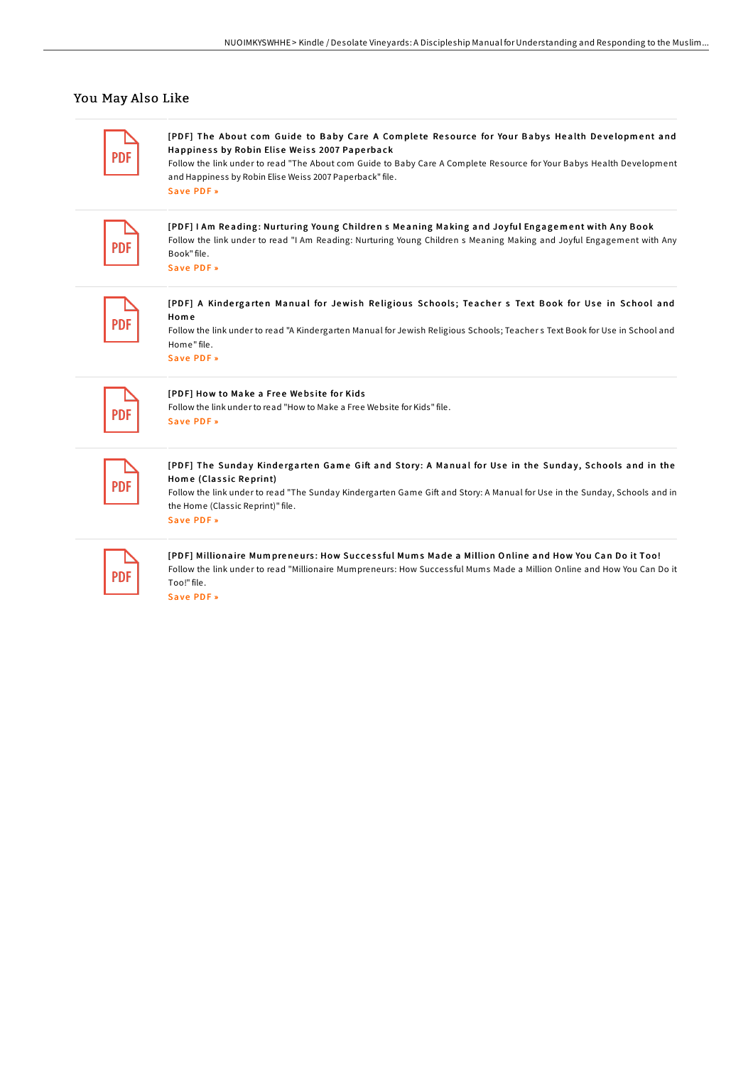## You May Also Like

**[PDF] The About com Guide to Baby Care A Complete Resource for Your Babys Health Development and Happiness by Robin Elise Weiss 2007 Paperback**

Follow the link under to read "The About com Guide to Baby Care A Complete Resource for Your Babys Health Development and Happiness by Robin Elise Weiss 2007 Paperback" file.

Save PDF »

**[PDF] I Am Reading: Nurturing Young Children s Meaning Making and Joyful Engagement with Any Book**

Follow the link under to read "I Am Reading: Nurturing Young Children s Meaning Making and Joyful Engagement with Any Book" file.

Save PDF »

**[PDF] A Kindergarten Manual for Jewish Religious Schools; Teacher s Text Book for Use in School and Home**

Follow the link under to read "A Kindergarten Manual for Jewish Religious Schools; Teacher s Text Book for Use in School and Home" file.

Save PDF »

**[PDF] How to Make a Free Website for Kids**

Follow the link under to read "How to Make a Free Website for Kids" file.

Save PDF »

**[PDF] The Sunday Kindergarten Game Gift and Story: A Manual for Use in the Sunday, Schools and in the Home (Classic Reprint)**

Follow the link under to read "The Sunday Kindergarten Game Gift and Story: A Manual for Use in the Sunday, Schools and in the Home (Classic Reprint)" file.

Save PDF »

**[PDF] Millionaire Mumpreneurs: How Successful Mums Made a Million Online and How You Can Do it Too!**

Follow the link under to read "Millionaire Mumpreneurs: How Successful Mums Made a Million Online and How You Can Do it Too!" file.

Save PDF »